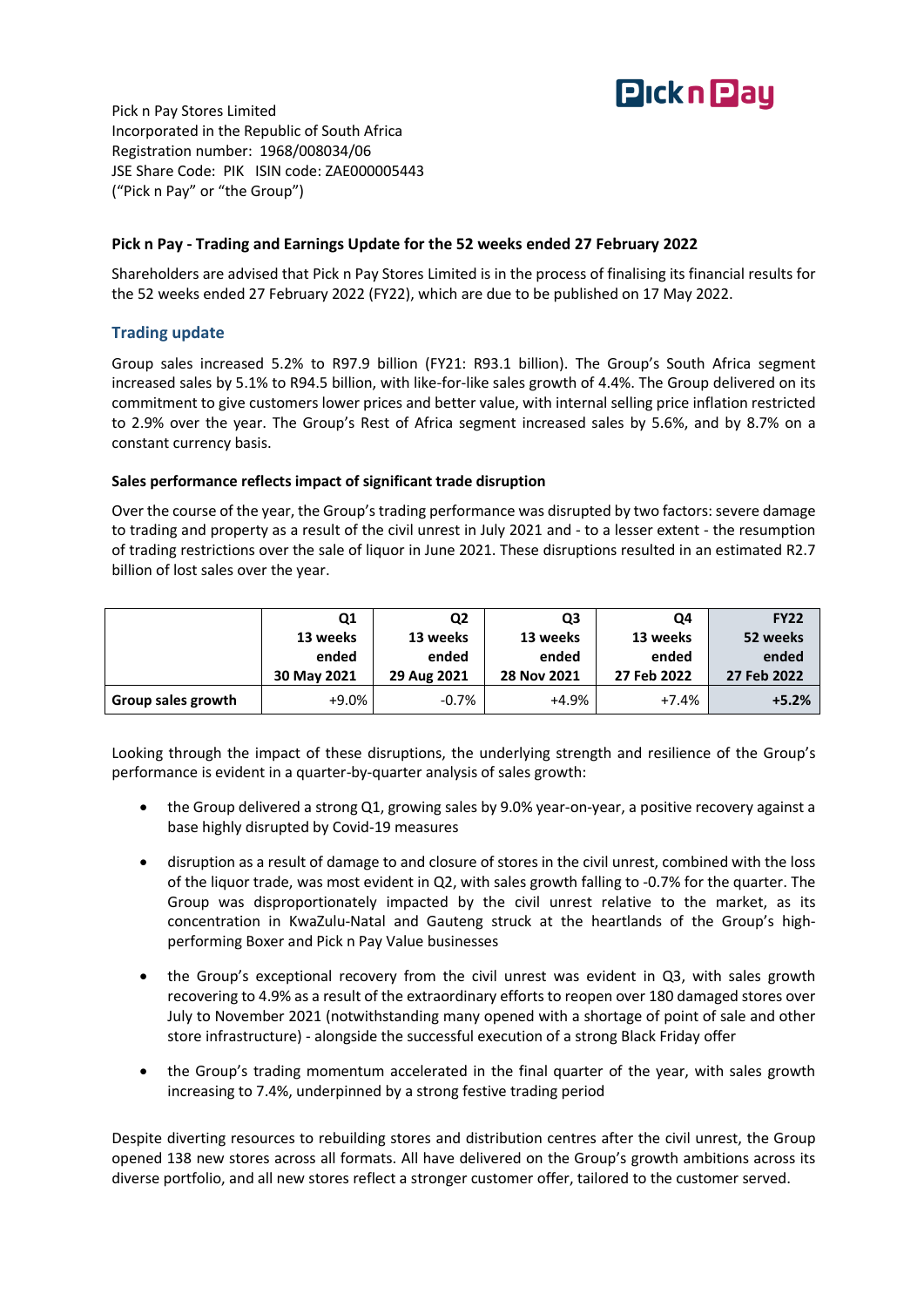Pick n Pay Stores Limited
Incorporated in the Republic of South Africa
Registration number: 1968/008034/06
JSE Share Code: PIK ISIN code: ZAE000005443
("Pick n Pay" or "the Group")

## Pick n Pay - Trading and Earnings Update for the 52 weeks ended 27 February 2022

Shareholders are advised that Pick n Pay Stores Limited is in the process of finalising its financial results for the 52 weeks ended 27 February 2022 (FY22), which are due to be published on 17 May 2022.

## Trading update

Group sales increased 5.2% to R97.9 billion (FY21: R93.1 billion). The Group's South Africa segment increased sales by 5.1% to R94.5 billion, with like-for-like sales growth of 4.4%. The Group delivered on its commitment to give customers lower prices and better value, with internal selling price inflation restricted to 2.9% over the year. The Group's Rest of Africa segment increased sales by 5.6%, and by 8.7% on a constant currency basis.

### Sales performance reflects impact of significant trade disruption

Over the course of the year, the Group's trading performance was disrupted by two factors: severe damage to trading and property as a result of the civil unrest in July 2021 and - to a lesser extent - the resumption of trading restrictions over the sale of liquor in June 2021. These disruptions resulted in an estimated R2.7 billion of lost sales over the year.

| | Q1 13 weeks ended 30 May 2021 | Q2 13 weeks ended 29 Aug 2021 | Q3 13 weeks ended 28 Nov 2021 | Q4 13 weeks ended 27 Feb 2022 | FY22 52 weeks ended 27 Feb 2022 |
|---|---|---|---|---|---|
| **Group sales growth** | +9.0% | -0.7% | +4.9% | +7.4% | **+5.2%** |

Looking through the impact of these disruptions, the underlying strength and resilience of the Group's performance is evident in a quarter-by-quarter analysis of sales growth:

- the Group delivered a strong Q1, growing sales by 9.0% year-on-year, a positive recovery against a base highly disrupted by Covid-19 measures
- disruption as a result of damage to and closure of stores in the civil unrest, combined with the loss of the liquor trade, was most evident in Q2, with sales growth falling to -0.7% for the quarter. The Group was disproportionately impacted by the civil unrest relative to the market, as its concentration in KwaZulu-Natal and Gauteng struck at the heartlands of the Group's high-performing Boxer and Pick n Pay Value businesses
- the Group's exceptional recovery from the civil unrest was evident in Q3, with sales growth recovering to 4.9% as a result of the extraordinary efforts to reopen over 180 damaged stores over July to November 2021 (notwithstanding many opened with a shortage of point of sale and other store infrastructure) - alongside the successful execution of a strong Black Friday offer
- the Group's trading momentum accelerated in the final quarter of the year, with sales growth increasing to 7.4%, underpinned by a strong festive trading period

Despite diverting resources to rebuilding stores and distribution centres after the civil unrest, the Group opened 138 new stores across all formats. All have delivered on the Group's growth ambitions across its diverse portfolio, and all new stores reflect a stronger customer offer, tailored to the customer served.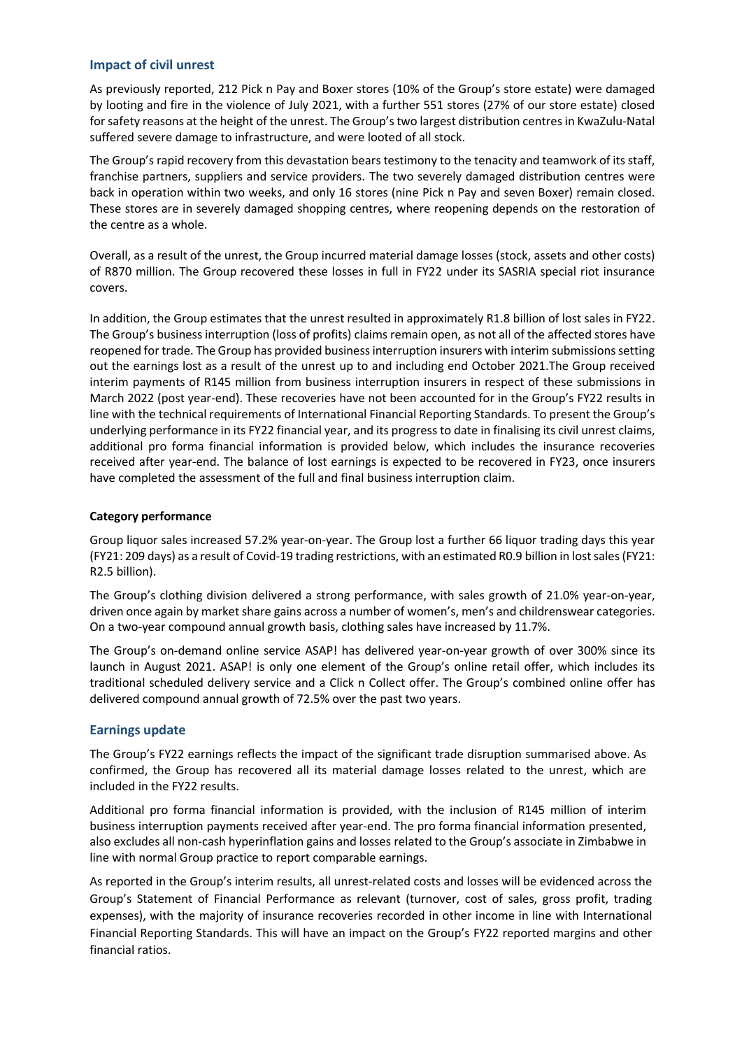## Impact of civil unrest

As previously reported, 212 Pick n Pay and Boxer stores (10% of the Group's store estate) were damaged by looting and fire in the violence of July 2021, with a further 551 stores (27% of our store estate) closed for safety reasons at the height of the unrest. The Group's two largest distribution centres in KwaZulu-Natal suffered severe damage to infrastructure, and were looted of all stock.

The Group's rapid recovery from this devastation bears testimony to the tenacity and teamwork of its staff, franchise partners, suppliers and service providers. The two severely damaged distribution centres were back in operation within two weeks, and only 16 stores (nine Pick n Pay and seven Boxer) remain closed. These stores are in severely damaged shopping centres, where reopening depends on the restoration of the centre as a whole.

Overall, as a result of the unrest, the Group incurred material damage losses (stock, assets and other costs) of R870 million. The Group recovered these losses in full in FY22 under its SASRIA special riot insurance covers.

In addition, the Group estimates that the unrest resulted in approximately R1.8 billion of lost sales in FY22. The Group's business interruption (loss of profits) claims remain open, as not all of the affected stores have reopened for trade. The Group has provided business interruption insurers with interim submissions setting out the earnings lost as a result of the unrest up to and including end October 2021.The Group received interim payments of R145 million from business interruption insurers in respect of these submissions in March 2022 (post year-end). These recoveries have not been accounted for in the Group's FY22 results in line with the technical requirements of International Financial Reporting Standards. To present the Group's underlying performance in its FY22 financial year, and its progress to date in finalising its civil unrest claims, additional pro forma financial information is provided below, which includes the insurance recoveries received after year-end. The balance of lost earnings is expected to be recovered in FY23, once insurers have completed the assessment of the full and final business interruption claim.

### Category performance

Group liquor sales increased 57.2% year-on-year. The Group lost a further 66 liquor trading days this year (FY21: 209 days) as a result of Covid-19 trading restrictions, with an estimated R0.9 billion in lost sales (FY21: R2.5 billion).

The Group's clothing division delivered a strong performance, with sales growth of 21.0% year-on-year, driven once again by market share gains across a number of women's, men's and childrenswear categories. On a two-year compound annual growth basis, clothing sales have increased by 11.7%.

The Group's on-demand online service ASAP! has delivered year-on-year growth of over 300% since its launch in August 2021. ASAP! is only one element of the Group's online retail offer, which includes its traditional scheduled delivery service and a Click n Collect offer. The Group's combined online offer has delivered compound annual growth of 72.5% over the past two years.

## Earnings update

The Group's FY22 earnings reflects the impact of the significant trade disruption summarised above. As confirmed, the Group has recovered all its material damage losses related to the unrest, which are included in the FY22 results.

Additional pro forma financial information is provided, with the inclusion of R145 million of interim business interruption payments received after year-end. The pro forma financial information presented, also excludes all non-cash hyperinflation gains and losses related to the Group's associate in Zimbabwe in line with normal Group practice to report comparable earnings.

As reported in the Group's interim results, all unrest-related costs and losses will be evidenced across the Group's Statement of Financial Performance as relevant (turnover, cost of sales, gross profit, trading expenses), with the majority of insurance recoveries recorded in other income in line with International Financial Reporting Standards. This will have an impact on the Group's FY22 reported margins and other financial ratios.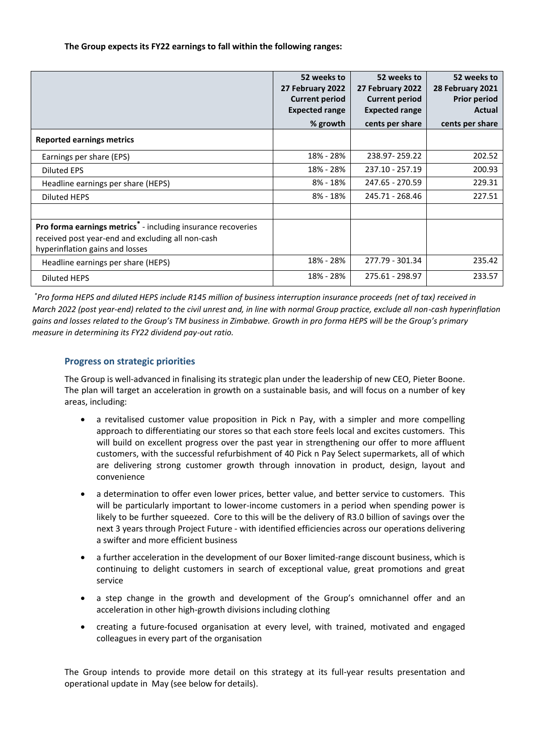**The Group expects its FY22 earnings to fall within the following ranges:**

| | 52 weeks to 27 February 2022 Current period Expected range % growth | 52 weeks to 27 February 2022 Current period Expected range cents per share | 52 weeks to 28 February 2021 Prior period Actual cents per share |
|---|---|---|---|
| **Reported earnings metrics** | | | |
| Earnings per share (EPS) | 18% - 28% | 238.97- 259.22 | 202.52 |
| Diluted EPS | 18% - 28% | 237.10 - 257.19 | 200.93 |
| Headline earnings per share (HEPS) | 8% - 18% | 247.65 - 270.59 | 229.31 |
| Diluted HEPS | 8% - 18% | 245.71 - 268.46 | 227.51 |
| | | | |
| **Pro forma earnings metrics*** - including insurance recoveries received post year-end and excluding all non-cash hyperinflation gains and losses | | | |
| Headline earnings per share (HEPS) | 18% - 28% | 277.79 - 301.34 | 235.42 |
| Diluted HEPS | 18% - 28% | 275.61 - 298.97 | 233.57 |

*\*Pro forma HEPS and diluted HEPS include R145 million of business interruption insurance proceeds (net of tax) received in March 2022 (post year-end) related to the civil unrest and, in line with normal Group practice, exclude all non-cash hyperinflation gains and losses related to the Group's TM business in Zimbabwe. Growth in pro forma HEPS will be the Group's primary measure in determining its FY22 dividend pay-out ratio.*

## Progress on strategic priorities

The Group is well-advanced in finalising its strategic plan under the leadership of new CEO, Pieter Boone. The plan will target an acceleration in growth on a sustainable basis, and will focus on a number of key areas, including:

- a revitalised customer value proposition in Pick n Pay, with a simpler and more compelling approach to differentiating our stores so that each store feels local and excites customers. This will build on excellent progress over the past year in strengthening our offer to more affluent customers, with the successful refurbishment of 40 Pick n Pay Select supermarkets, all of which are delivering strong customer growth through innovation in product, design, layout and convenience
- a determination to offer even lower prices, better value, and better service to customers. This will be particularly important to lower-income customers in a period when spending power is likely to be further squeezed. Core to this will be the delivery of R3.0 billion of savings over the next 3 years through Project Future - with identified efficiencies across our operations delivering a swifter and more efficient business
- a further acceleration in the development of our Boxer limited-range discount business, which is continuing to delight customers in search of exceptional value, great promotions and great service
- a step change in the growth and development of the Group's omnichannel offer and an acceleration in other high-growth divisions including clothing
- creating a future-focused organisation at every level, with trained, motivated and engaged colleagues in every part of the organisation

The Group intends to provide more detail on this strategy at its full-year results presentation and operational update in May (see below for details).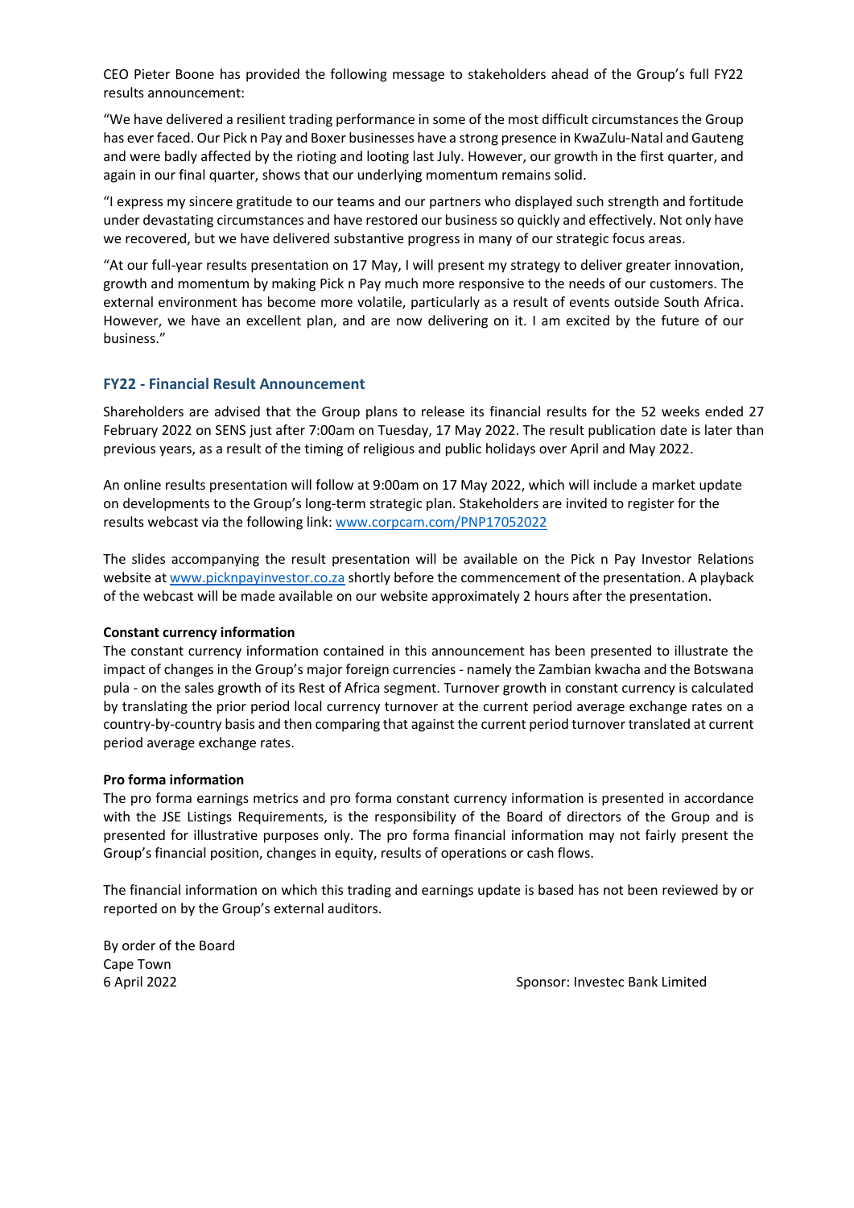CEO Pieter Boone has provided the following message to stakeholders ahead of the Group's full FY22 results announcement:

"We have delivered a resilient trading performance in some of the most difficult circumstances the Group has ever faced. Our Pick n Pay and Boxer businesses have a strong presence in KwaZulu-Natal and Gauteng and were badly affected by the rioting and looting last July. However, our growth in the first quarter, and again in our final quarter, shows that our underlying momentum remains solid.

"I express my sincere gratitude to our teams and our partners who displayed such strength and fortitude under devastating circumstances and have restored our business so quickly and effectively. Not only have we recovered, but we have delivered substantive progress in many of our strategic focus areas.

"At our full-year results presentation on 17 May, I will present my strategy to deliver greater innovation, growth and momentum by making Pick n Pay much more responsive to the needs of our customers. The external environment has become more volatile, particularly as a result of events outside South Africa. However, we have an excellent plan, and are now delivering on it. I am excited by the future of our business."

## FY22 - Financial Result Announcement

Shareholders are advised that the Group plans to release its financial results for the 52 weeks ended 27 February 2022 on SENS just after 7:00am on Tuesday, 17 May 2022. The result publication date is later than previous years, as a result of the timing of religious and public holidays over April and May 2022.

An online results presentation will follow at 9:00am on 17 May 2022, which will include a market update on developments to the Group's long-term strategic plan. Stakeholders are invited to register for the results webcast via the following link: www.corpcam.com/PNP17052022

The slides accompanying the result presentation will be available on the Pick n Pay Investor Relations website at www.picknpayinvestor.co.za shortly before the commencement of the presentation. A playback of the webcast will be made available on our website approximately 2 hours after the presentation.

**Constant currency information**

The constant currency information contained in this announcement has been presented to illustrate the impact of changes in the Group's major foreign currencies - namely the Zambian kwacha and the Botswana pula - on the sales growth of its Rest of Africa segment. Turnover growth in constant currency is calculated by translating the prior period local currency turnover at the current period average exchange rates on a country-by-country basis and then comparing that against the current period turnover translated at current period average exchange rates.

**Pro forma information**

The pro forma earnings metrics and pro forma constant currency information is presented in accordance with the JSE Listings Requirements, is the responsibility of the Board of directors of the Group and is presented for illustrative purposes only. The pro forma financial information may not fairly present the Group's financial position, changes in equity, results of operations or cash flows.

The financial information on which this trading and earnings update is based has not been reviewed by or reported on by the Group's external auditors.

By order of the Board
Cape Town
6 April 2022

Sponsor: Investec Bank Limited